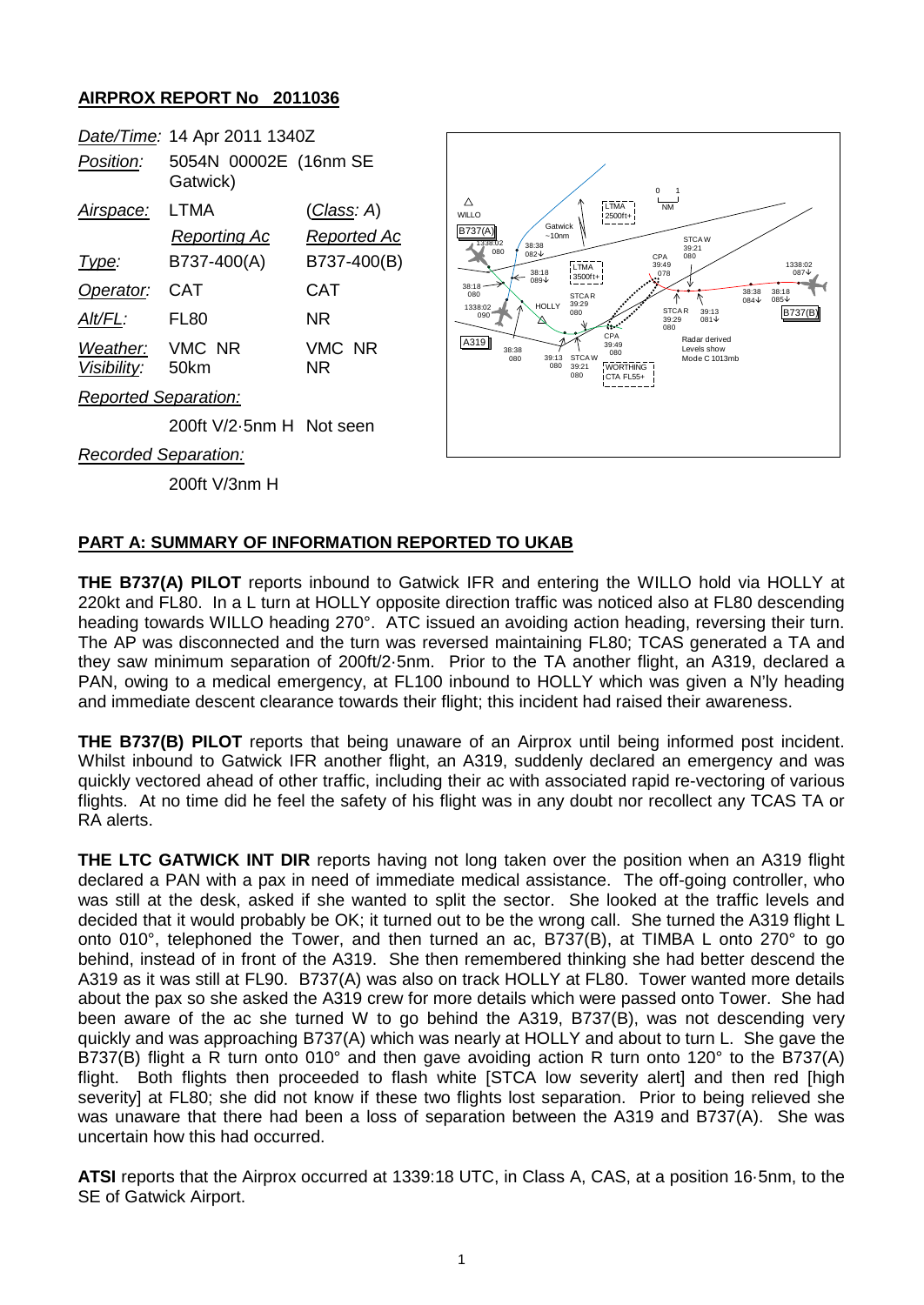## AIRPROX REPORT No 2011036

| | | |
|---|---|---|
| *Date/Time:* | 14 Apr 2011 1340Z | |
| *Position:* | 5054N 00002E (16nm SE Gatwick) | |
| *Airspace:* | LTMA | (*Class*: A) |
| | *Reporting Ac* | *Reported Ac* |
| *Type:* | B737-400(A) | B737-400(B) |
| *Operator:* | CAT | CAT |
| *Alt/FL:* | FL80 | NR |
| *Weather:* | VMC NR | VMC NR |
| *Visibility:* | 50km | NR |
| *Reported Separation:* | | |
| | 200ft V/2·5nm H | Not seen |
| *Recorded Separation:* | | |
| | 200ft V/3nm H | |

## PART A: SUMMARY OF INFORMATION REPORTED TO UKAB

**THE B737(A) PILOT** reports inbound to Gatwick IFR and entering the WILLO hold via HOLLY at 220kt and FL80. In a L turn at HOLLY opposite direction traffic was noticed also at FL80 descending heading towards WILLO heading 270°. ATC issued an avoiding action heading, reversing their turn. The AP was disconnected and the turn was reversed maintaining FL80; TCAS generated a TA and they saw minimum separation of 200ft/2·5nm. Prior to the TA another flight, an A319, declared a PAN, owing to a medical emergency, at FL100 inbound to HOLLY which was given a N'ly heading and immediate descent clearance towards their flight; this incident had raised their awareness.

**THE B737(B) PILOT** reports that being unaware of an Airprox until being informed post incident. Whilst inbound to Gatwick IFR another flight, an A319, suddenly declared an emergency and was quickly vectored ahead of other traffic, including their ac with associated rapid re-vectoring of various flights. At no time did he feel the safety of his flight was in any doubt nor recollect any TCAS TA or RA alerts.

**THE LTC GATWICK INT DIR** reports having not long taken over the position when an A319 flight declared a PAN with a pax in need of immediate medical assistance. The off-going controller, who was still at the desk, asked if she wanted to split the sector. She looked at the traffic levels and decided that it would probably be OK; it turned out to be the wrong call. She turned the A319 flight L onto 010°, telephoned the Tower, and then turned an ac, B737(B), at TIMBA L onto 270° to go behind, instead of in front of the A319. She then remembered thinking she had better descend the A319 as it was still at FL90. B737(A) was also on track HOLLY at FL80. Tower wanted more details about the pax so she asked the A319 crew for more details which were passed onto Tower. She had been aware of the ac she turned W to go behind the A319, B737(B), was not descending very quickly and was approaching B737(A) which was nearly at HOLLY and about to turn L. She gave the B737(B) flight a R turn onto 010° and then gave avoiding action R turn onto 120° to the B737(A) flight. Both flights then proceeded to flash white [STCA low severity alert] and then red [high severity] at FL80; she did not know if these two flights lost separation. Prior to being relieved she was unaware that there had been a loss of separation between the A319 and B737(A). She was uncertain how this had occurred.

**ATSI** reports that the Airprox occurred at 1339:18 UTC, in Class A, CAS, at a position 16·5nm, to the SE of Gatwick Airport.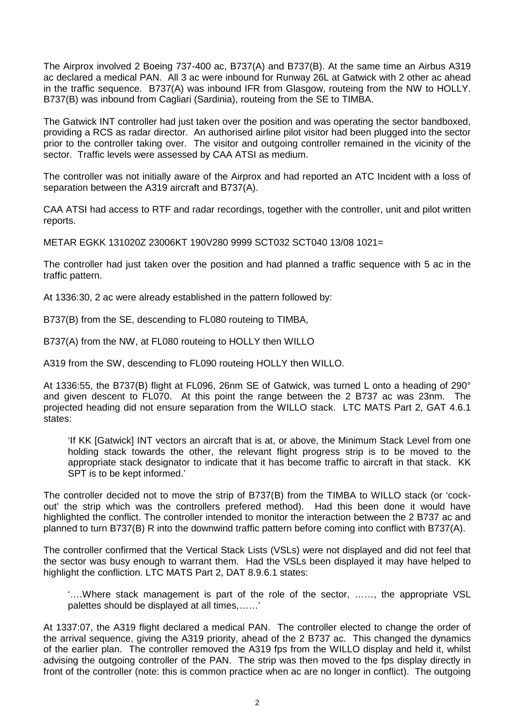The Airprox involved 2 Boeing 737-400 ac, B737(A) and B737(B). At the same time an Airbus A319 ac declared a medical PAN. All 3 ac were inbound for Runway 26L at Gatwick with 2 other ac ahead in the traffic sequence. B737(A) was inbound IFR from Glasgow, routeing from the NW to HOLLY. B737(B) was inbound from Cagliari (Sardinia), routeing from the SE to TIMBA.

The Gatwick INT controller had just taken over the position and was operating the sector bandboxed, providing a RCS as radar director. An authorised airline pilot visitor had been plugged into the sector prior to the controller taking over. The visitor and outgoing controller remained in the vicinity of the sector. Traffic levels were assessed by CAA ATSI as medium.

The controller was not initially aware of the Airprox and had reported an ATC Incident with a loss of separation between the A319 aircraft and B737(A).

CAA ATSI had access to RTF and radar recordings, together with the controller, unit and pilot written reports.

METAR EGKK 131020Z 23006KT 190V280 9999 SCT032 SCT040 13/08 1021=

The controller had just taken over the position and had planned a traffic sequence with 5 ac in the traffic pattern.

At 1336:30, 2 ac were already established in the pattern followed by:

B737(B) from the SE, descending to FL080 routeing to TIMBA,

B737(A) from the NW, at FL080 routeing to HOLLY then WILLO

A319 from the SW, descending to FL090 routeing HOLLY then WILLO.

At 1336:55, the B737(B) flight at FL096, 26nm SE of Gatwick, was turned L onto a heading of 290° and given descent to FL070. At this point the range between the 2 B737 ac was 23nm. The projected heading did not ensure separation from the WILLO stack. LTC MATS Part 2, GAT 4.6.1 states:

> 'If KK [Gatwick] INT vectors an aircraft that is at, or above, the Minimum Stack Level from one holding stack towards the other, the relevant flight progress strip is to be moved to the appropriate stack designator to indicate that it has become traffic to aircraft in that stack. KK SPT is to be kept informed.'

The controller decided not to move the strip of B737(B) from the TIMBA to WILLO stack (or 'cock-out' the strip which was the controllers prefered method). Had this been done it would have highlighted the conflict. The controller intended to monitor the interaction between the 2 B737 ac and planned to turn B737(B) R into the downwind traffic pattern before coming into conflict with B737(A).

The controller confirmed that the Vertical Stack Lists (VSLs) were not displayed and did not feel that the sector was busy enough to warrant them. Had the VSLs been displayed it may have helped to highlight the confliction. LTC MATS Part 2, DAT 8.9.6.1 states:

> '….Where stack management is part of the role of the sector, ……, the appropriate VSL palettes should be displayed at all times,……'

At 1337:07, the A319 flight declared a medical PAN. The controller elected to change the order of the arrival sequence, giving the A319 priority, ahead of the 2 B737 ac. This changed the dynamics of the earlier plan. The controller removed the A319 fps from the WILLO display and held it, whilst advising the outgoing controller of the PAN. The strip was then moved to the fps display directly in front of the controller (note: this is common practice when ac are no longer in conflict). The outgoing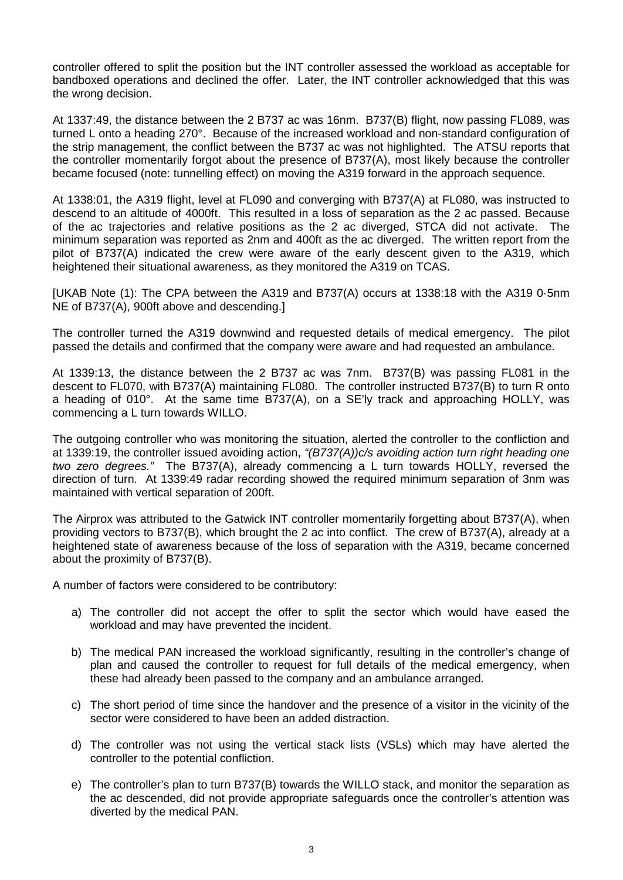controller offered to split the position but the INT controller assessed the workload as acceptable for bandboxed operations and declined the offer. Later, the INT controller acknowledged that this was the wrong decision.

At 1337:49, the distance between the 2 B737 ac was 16nm. B737(B) flight, now passing FL089, was turned L onto a heading 270°. Because of the increased workload and non-standard configuration of the strip management, the conflict between the B737 ac was not highlighted. The ATSU reports that the controller momentarily forgot about the presence of B737(A), most likely because the controller became focused (note: tunnelling effect) on moving the A319 forward in the approach sequence.

At 1338:01, the A319 flight, level at FL090 and converging with B737(A) at FL080, was instructed to descend to an altitude of 4000ft. This resulted in a loss of separation as the 2 ac passed. Because of the ac trajectories and relative positions as the 2 ac diverged, STCA did not activate. The minimum separation was reported as 2nm and 400ft as the ac diverged. The written report from the pilot of B737(A) indicated the crew were aware of the early descent given to the A319, which heightened their situational awareness, as they monitored the A319 on TCAS.

[UKAB Note (1): The CPA between the A319 and B737(A) occurs at 1338:18 with the A319 0·5nm NE of B737(A), 900ft above and descending.]

The controller turned the A319 downwind and requested details of medical emergency. The pilot passed the details and confirmed that the company were aware and had requested an ambulance.

At 1339:13, the distance between the 2 B737 ac was 7nm. B737(B) was passing FL081 in the descent to FL070, with B737(A) maintaining FL080. The controller instructed B737(B) to turn R onto a heading of 010°. At the same time B737(A), on a SE'ly track and approaching HOLLY, was commencing a L turn towards WILLO.

The outgoing controller who was monitoring the situation, alerted the controller to the confliction and at 1339:19, the controller issued avoiding action, *"(B737(A))c/s avoiding action turn right heading one two zero degrees."* The B737(A), already commencing a L turn towards HOLLY, reversed the direction of turn. At 1339:49 radar recording showed the required minimum separation of 3nm was maintained with vertical separation of 200ft.

The Airprox was attributed to the Gatwick INT controller momentarily forgetting about B737(A), when providing vectors to B737(B), which brought the 2 ac into conflict. The crew of B737(A), already at a heightened state of awareness because of the loss of separation with the A319, became concerned about the proximity of B737(B).

A number of factors were considered to be contributory:

a) The controller did not accept the offer to split the sector which would have eased the workload and may have prevented the incident.

b) The medical PAN increased the workload significantly, resulting in the controller's change of plan and caused the controller to request for full details of the medical emergency, when these had already been passed to the company and an ambulance arranged.

c) The short period of time since the handover and the presence of a visitor in the vicinity of the sector were considered to have been an added distraction.

d) The controller was not using the vertical stack lists (VSLs) which may have alerted the controller to the potential confliction.

e) The controller's plan to turn B737(B) towards the WILLO stack, and monitor the separation as the ac descended, did not provide appropriate safeguards once the controller's attention was diverted by the medical PAN.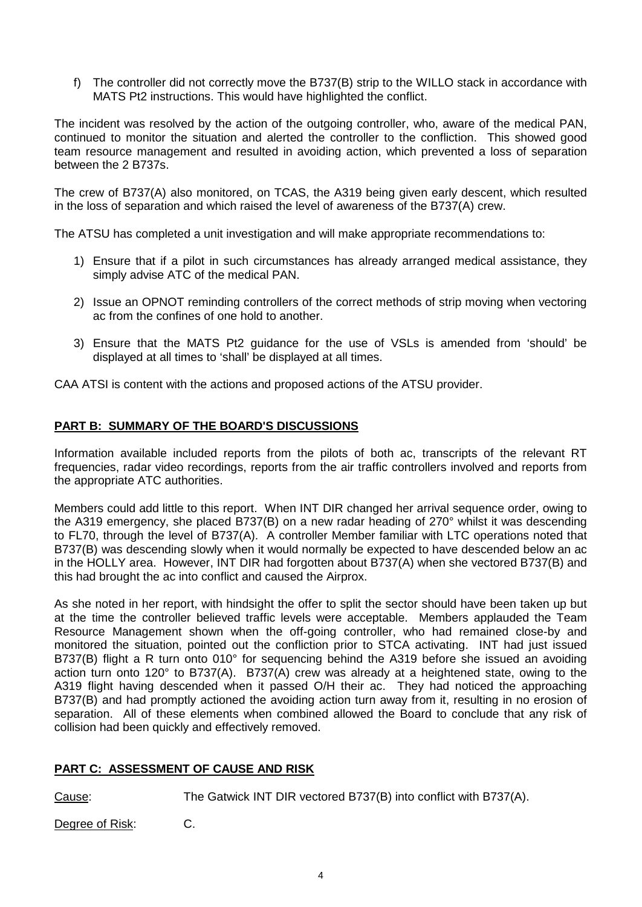f) The controller did not correctly move the B737(B) strip to the WILLO stack in accordance with MATS Pt2 instructions. This would have highlighted the conflict.

The incident was resolved by the action of the outgoing controller, who, aware of the medical PAN, continued to monitor the situation and alerted the controller to the confliction. This showed good team resource management and resulted in avoiding action, which prevented a loss of separation between the 2 B737s.

The crew of B737(A) also monitored, on TCAS, the A319 being given early descent, which resulted in the loss of separation and which raised the level of awareness of the B737(A) crew.

The ATSU has completed a unit investigation and will make appropriate recommendations to:

1) Ensure that if a pilot in such circumstances has already arranged medical assistance, they simply advise ATC of the medical PAN.

2) Issue an OPNOT reminding controllers of the correct methods of strip moving when vectoring ac from the confines of one hold to another.

3) Ensure that the MATS Pt2 guidance for the use of VSLs is amended from 'should' be displayed at all times to 'shall' be displayed at all times.

CAA ATSI is content with the actions and proposed actions of the ATSU provider.

## PART B: SUMMARY OF THE BOARD'S DISCUSSIONS

Information available included reports from the pilots of both ac, transcripts of the relevant RT frequencies, radar video recordings, reports from the air traffic controllers involved and reports from the appropriate ATC authorities.

Members could add little to this report. When INT DIR changed her arrival sequence order, owing to the A319 emergency, she placed B737(B) on a new radar heading of 270° whilst it was descending to FL70, through the level of B737(A). A controller Member familiar with LTC operations noted that B737(B) was descending slowly when it would normally be expected to have descended below an ac in the HOLLY area. However, INT DIR had forgotten about B737(A) when she vectored B737(B) and this had brought the ac into conflict and caused the Airprox.

As she noted in her report, with hindsight the offer to split the sector should have been taken up but at the time the controller believed traffic levels were acceptable. Members applauded the Team Resource Management shown when the off-going controller, who had remained close-by and monitored the situation, pointed out the confliction prior to STCA activating. INT had just issued B737(B) flight a R turn onto 010° for sequencing behind the A319 before she issued an avoiding action turn onto 120° to B737(A). B737(A) crew was already at a heightened state, owing to the A319 flight having descended when it passed O/H their ac. They had noticed the approaching B737(B) and had promptly actioned the avoiding action turn away from it, resulting in no erosion of separation. All of these elements when combined allowed the Board to conclude that any risk of collision had been quickly and effectively removed.

## PART C: ASSESSMENT OF CAUSE AND RISK

Cause: The Gatwick INT DIR vectored B737(B) into conflict with B737(A).

Degree of Risk: C.